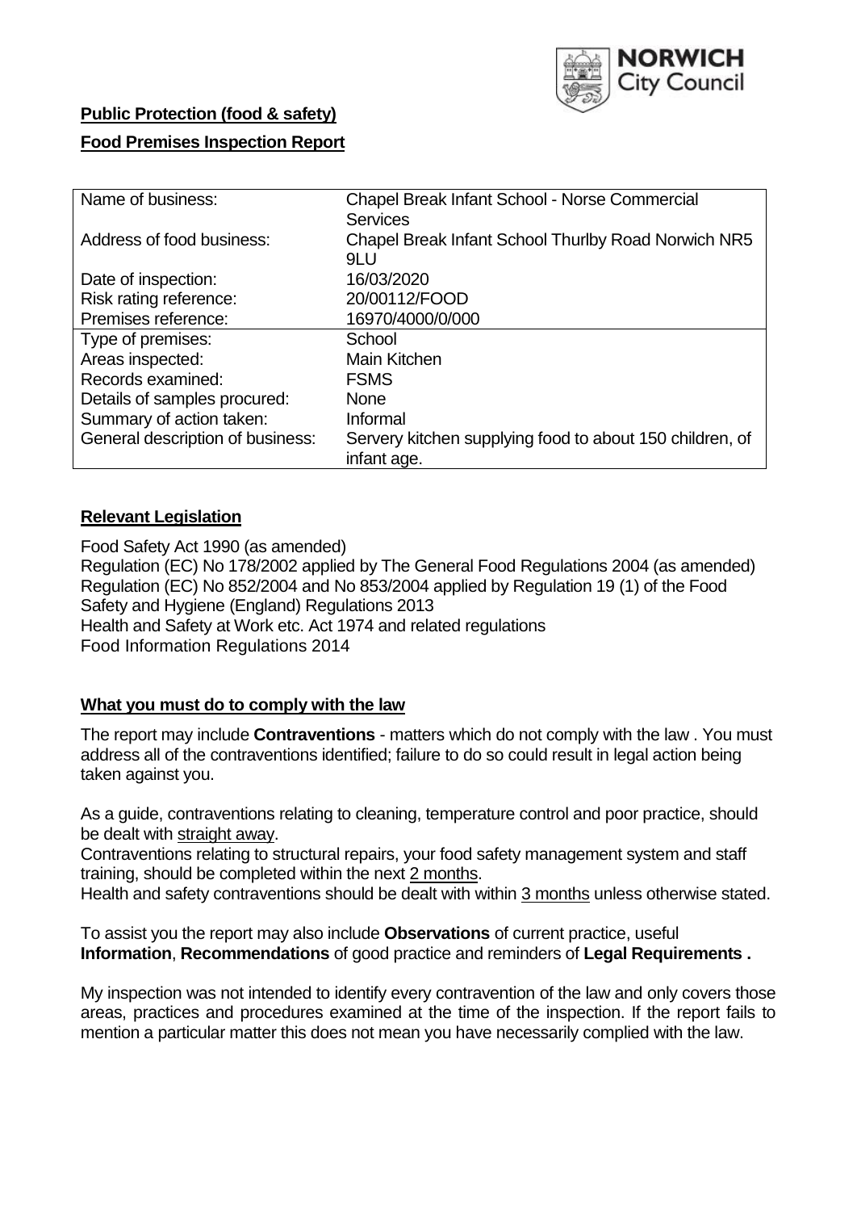**Public Protection (food & safety)**

**Food Premises Inspection Report**

| Name of business: | Chapel Break Infant School - Norse Commercial Services |
|---|---|
| Address of food business: | Chapel Break Infant School Thurlby Road Norwich NR5 9LU |
| Date of inspection: | 16/03/2020 |
| Risk rating reference: | 20/00112/FOOD |
| Premises reference: | 16970/4000/0/000 |
| Type of premises: | School |
| Areas inspected: | Main Kitchen |
| Records examined: | FSMS |
| Details of samples procured: | None |
| Summary of action taken: | Informal |
| General description of business: | Servery kitchen supplying food to about 150 children, of infant age. |

## **Relevant Legislation**

Food Safety Act 1990 (as amended)
Regulation (EC) No 178/2002 applied by The General Food Regulations 2004 (as amended)
Regulation (EC) No 852/2004 and No 853/2004 applied by Regulation 19 (1) of the Food Safety and Hygiene (England) Regulations 2013
Health and Safety at Work etc. Act 1974 and related regulations
Food Information Regulations 2014

## **What you must do to comply with the law**

The report may include **Contraventions** - matters which do not comply with the law . You must address all of the contraventions identified; failure to do so could result in legal action being taken against you.

As a guide, contraventions relating to cleaning, temperature control and poor practice, should be dealt with straight away.
Contraventions relating to structural repairs, your food safety management system and staff training, should be completed within the next 2 months.
Health and safety contraventions should be dealt with within 3 months unless otherwise stated.

To assist you the report may also include **Observations** of current practice, useful **Information**, **Recommendations** of good practice and reminders of **Legal Requirements .**

My inspection was not intended to identify every contravention of the law and only covers those areas, practices and procedures examined at the time of the inspection. If the report fails to mention a particular matter this does not mean you have necessarily complied with the law.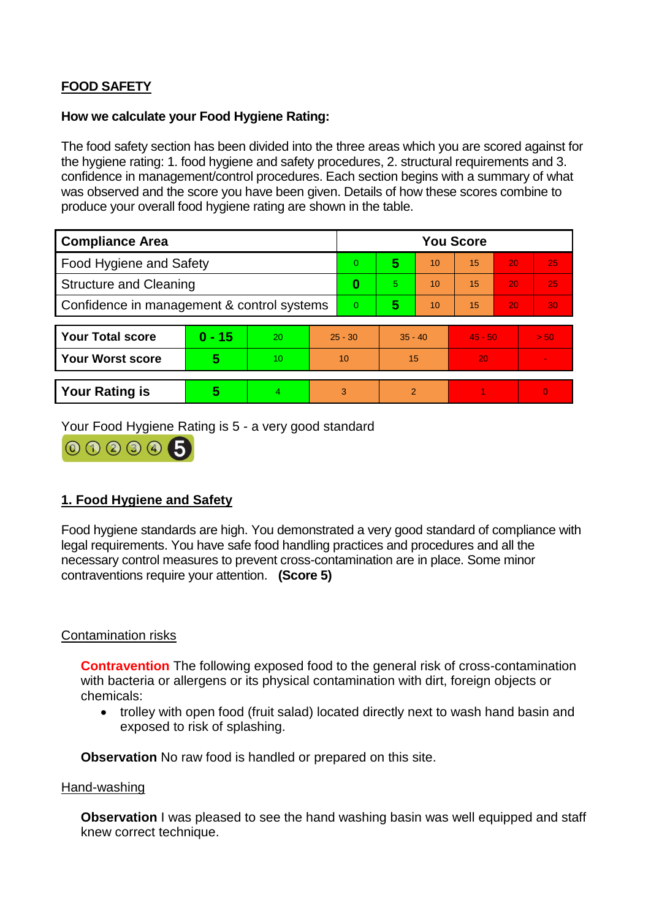## FOOD SAFETY

**How we calculate your Food Hygiene Rating:**

The food safety section has been divided into the three areas which you are scored against for the hygiene rating: 1. food hygiene and safety procedures, 2. structural requirements and 3. confidence in management/control procedures. Each section begins with a summary of what was observed and the score you have been given. Details of how these scores combine to produce your overall food hygiene rating are shown in the table.

| Compliance Area | You Score | | | | | |
|---|---|---|---|---|---|---|
| Food Hygiene and Safety | 0 | **5** | 10 | 15 | 20 | 25 |
| Structure and Cleaning | **0** | 5 | 10 | 15 | 20 | 25 |
| Confidence in management & control systems | 0 | **5** | 10 | 15 | 20 | 30 |

| | | | | | | |
|---|---|---|---|---|---|---|
| **Your Total score** | **0 - 15** | 20 | 25 - 30 | 35 - 40 | 45 - 50 | > 50 |
| **Your Worst score** | **5** | 10 | 10 | 15 | 20 | - |

| | | | | | | |
|---|---|---|---|---|---|---|
| **Your Rating is** | **5** | 4 | 3 | 2 | 1 | 0 |

Your Food Hygiene Rating is 5 - a very good standard

## 1. Food Hygiene and Safety

Food hygiene standards are high. You demonstrated a very good standard of compliance with legal requirements. You have safe food handling practices and procedures and all the necessary control measures to prevent cross-contamination are in place. Some minor contraventions require your attention. **(Score 5)**

### Contamination risks

**Contravention** The following exposed food to the general risk of cross-contamination with bacteria or allergens or its physical contamination with dirt, foreign objects or chemicals:

- trolley with open food (fruit salad) located directly next to wash hand basin and exposed to risk of splashing.

**Observation** No raw food is handled or prepared on this site.

### Hand-washing

**Observation** I was pleased to see the hand washing basin was well equipped and staff knew correct technique.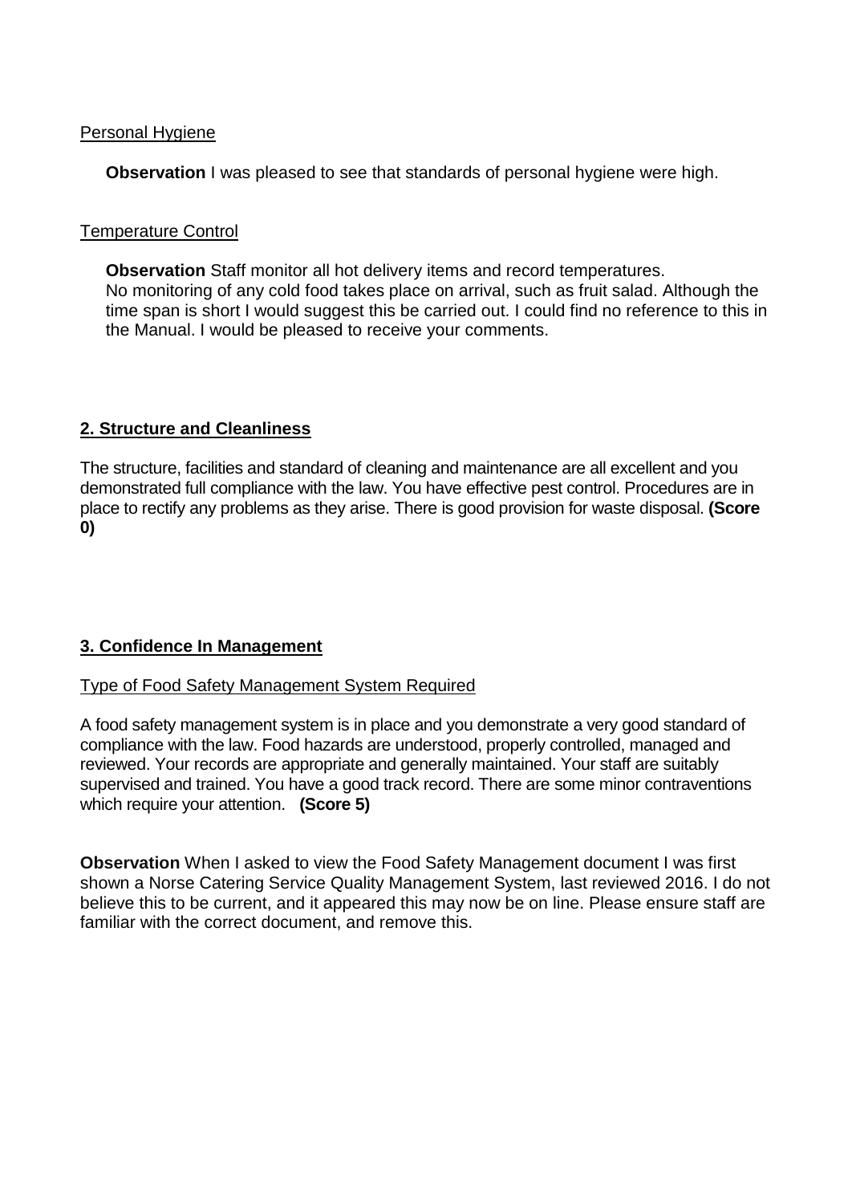Personal Hygiene

**Observation** I was pleased to see that standards of personal hygiene were high.

Temperature Control

**Observation** Staff monitor all hot delivery items and record temperatures.
No monitoring of any cold food takes place on arrival, such as fruit salad. Although the time span is short I would suggest this be carried out. I could find no reference to this in the Manual. I would be pleased to receive your comments.

## 2. Structure and Cleanliness

The structure, facilities and standard of cleaning and maintenance are all excellent and you demonstrated full compliance with the law. You have effective pest control. Procedures are in place to rectify any problems as they arise. There is good provision for waste disposal. **(Score 0)**

## 3. Confidence In Management

Type of Food Safety Management System Required

A food safety management system is in place and you demonstrate a very good standard of compliance with the law. Food hazards are understood, properly controlled, managed and reviewed. Your records are appropriate and generally maintained. Your staff are suitably supervised and trained. You have a good track record. There are some minor contraventions which require your attention. **(Score 5)**

**Observation** When I asked to view the Food Safety Management document I was first shown a Norse Catering Service Quality Management System, last reviewed 2016. I do not believe this to be current, and it appeared this may now be on line. Please ensure staff are familiar with the correct document, and remove this.